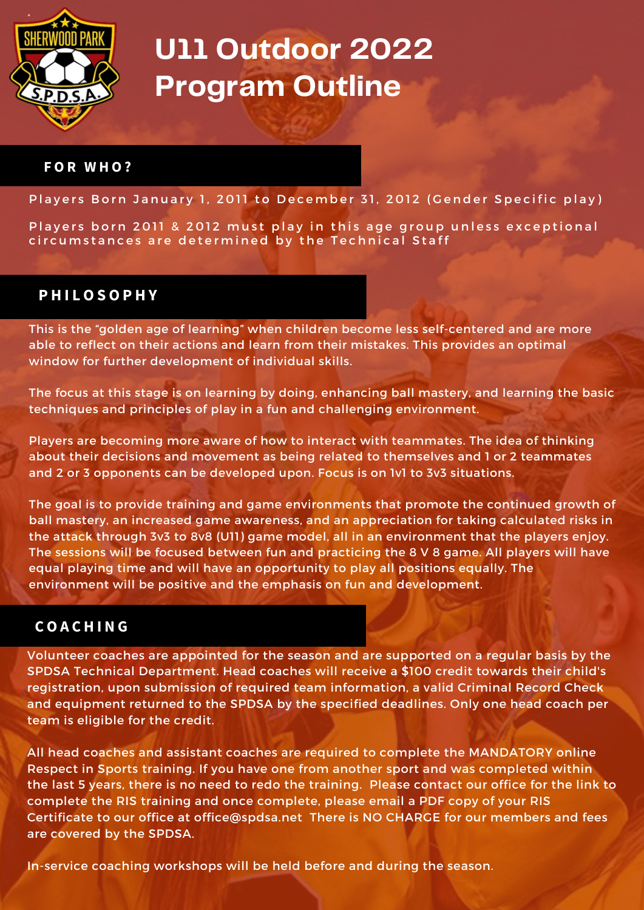# U11 Outdoor 2022 Program Outline

## FOR WHO?

Players Born January 1, 2011 to December 31, 2012 (Gender Specific play)

Players born 2011 & 2012 must play in this age group unless exceptional circumstances are determined by the Technical Staff

## PHILOSOPHY

This is the "golden age of learning" when children become less self-centered and are more able to reflect on their actions and learn from their mistakes. This provides an optimal window for further development of individual skills.

The focus at this stage is on learning by doing, enhancing ball mastery, and learning the basic techniques and principles of play in a fun and challenging environment.

Players are becoming more aware of how to interact with teammates. The idea of thinking about their decisions and movement as being related to themselves and 1 or 2 teammates and 2 or 3 opponents can be developed upon. Focus is on 1v1 to 3v3 situations.

The goal is to provide training and game environments that promote the continued growth of ball mastery, an increased game awareness, and an appreciation for taking calculated risks in the attack through 3v3 to 8v8 (U11) game model, all in an environment that the players enjoy. The sessions will be focused between fun and practicing the 8 V 8 game. All players will have equal playing time and will have an opportunity to play all positions equally. The environment will be positive and the emphasis on fun and development.

## COACHING

Volunteer coaches are appointed for the season and are supported on a regular basis by the SPDSA Technical Department. Head coaches will receive a $100 credit towards their child's registration, upon submission of required team information, a valid Criminal Record Check and equipment returned to the SPDSA by the specified deadlines. Only one head coach per team is eligible for the credit.

All head coaches and assistant coaches are required to complete the MANDATORY online Respect in Sports training. If you have one from another sport and was completed within the last 5 years, there is no need to redo the training. Please contact our office for the link to complete the RIS training and once complete, please email a PDF copy of your RIS Certificate to our office at office@spdsa.net There is NO CHARGE for our members and fees are covered by the SPDSA.

In-service coaching workshops will be held before and during the season.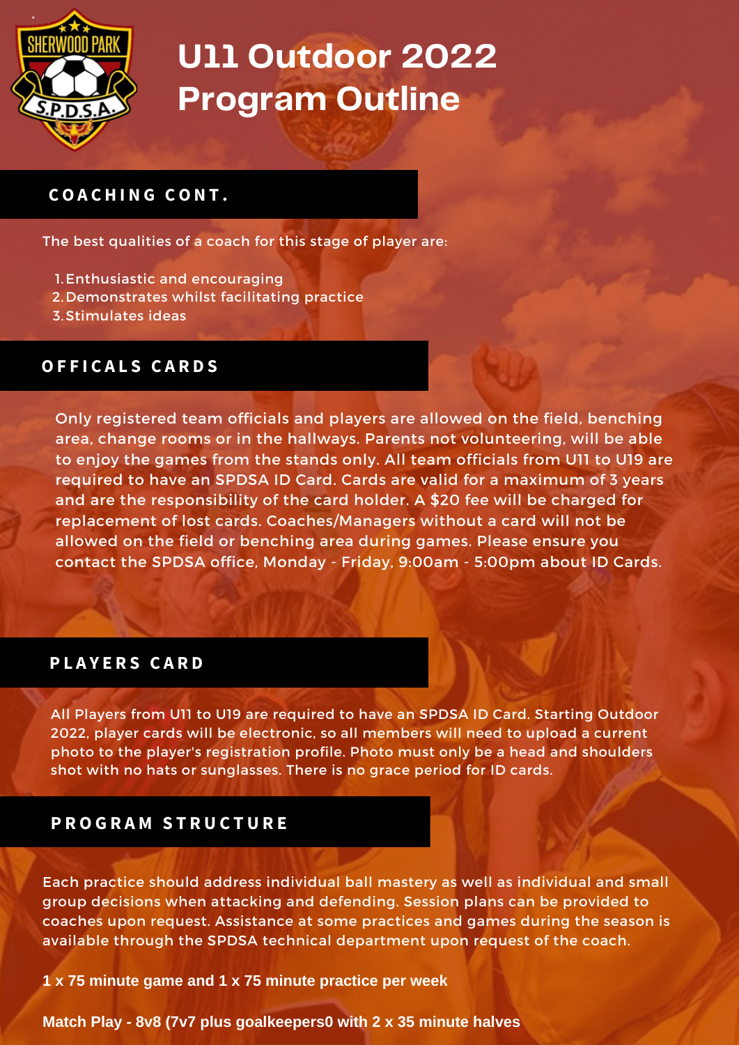# U11 Outdoor 2022 Program Outline

## COACHING CONT.

The best qualities of a coach for this stage of player are:

1. Enthusiastic and encouraging
2. Demonstrates whilst facilitating practice
3. Stimulates ideas

## OFFICALS CARDS

Only registered team officials and players are allowed on the field, benching area, change rooms or in the hallways. Parents not volunteering, will be able to enjoy the games from the stands only. All team officials from U11 to U19 are required to have an SPDSA ID Card. Cards are valid for a maximum of 3 years and are the responsibility of the card holder. A $20 fee will be charged for replacement of lost cards. Coaches/Managers without a card will not be allowed on the field or benching area during games. Please ensure you contact the SPDSA office, Monday - Friday, 9:00am - 5:00pm about ID Cards.

## PLAYERS CARD

All Players from U11 to U19 are required to have an SPDSA ID Card. Starting Outdoor 2022, player cards will be electronic, so all members will need to upload a current photo to the player's registration profile. Photo must only be a head and shoulders shot with no hats or sunglasses. There is no grace period for ID cards.

## PROGRAM STRUCTURE

Each practice should address individual ball mastery as well as individual and small group decisions when attacking and defending. Session plans can be provided to coaches upon request. Assistance at some practices and games during the season is available through the SPDSA technical department upon request of the coach.

**1 x 75 minute game and 1 x 75 minute practice per week**

**Match Play - 8v8 (7v7 plus goalkeepers0 with 2 x 35 minute halves**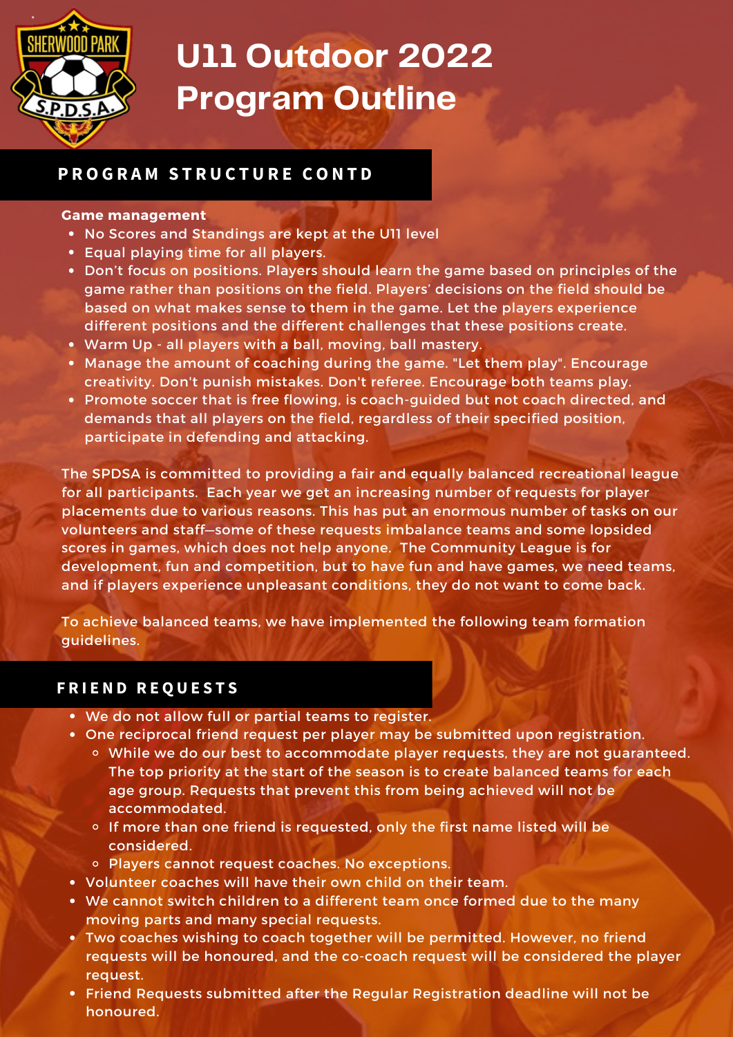# U11 Outdoor 2022 Program Outline

## PROGRAM STRUCTURE CONTD

**Game management**

- No Scores and Standings are kept at the U11 level
- Equal playing time for all players.
- Don't focus on positions. Players should learn the game based on principles of the game rather than positions on the field. Players' decisions on the field should be based on what makes sense to them in the game. Let the players experience different positions and the different challenges that these positions create.
- Warm Up - all players with a ball, moving, ball mastery.
- Manage the amount of coaching during the game. "Let them play". Encourage creativity. Don't punish mistakes. Don't referee. Encourage both teams play.
- Promote soccer that is free flowing, is coach-guided but not coach directed, and demands that all players on the field, regardless of their specified position, participate in defending and attacking.

The SPDSA is committed to providing a fair and equally balanced recreational league for all participants. Each year we get an increasing number of requests for player placements due to various reasons. This has put an enormous number of tasks on our volunteers and staff—some of these requests imbalance teams and some lopsided scores in games, which does not help anyone. The Community League is for development, fun and competition, but to have fun and have games, we need teams, and if players experience unpleasant conditions, they do not want to come back.

To achieve balanced teams, we have implemented the following team formation guidelines.

## FRIEND REQUESTS

- We do not allow full or partial teams to register.
- One reciprocal friend request per player may be submitted upon registration.
  - While we do our best to accommodate player requests, they are not guaranteed. The top priority at the start of the season is to create balanced teams for each age group. Requests that prevent this from being achieved will not be accommodated.
  - If more than one friend is requested, only the first name listed will be considered.
  - Players cannot request coaches. No exceptions.
- Volunteer coaches will have their own child on their team.
- We cannot switch children to a different team once formed due to the many moving parts and many special requests.
- Two coaches wishing to coach together will be permitted. However, no friend requests will be honoured, and the co-coach request will be considered the player request.
- Friend Requests submitted after the Regular Registration deadline will not be honoured.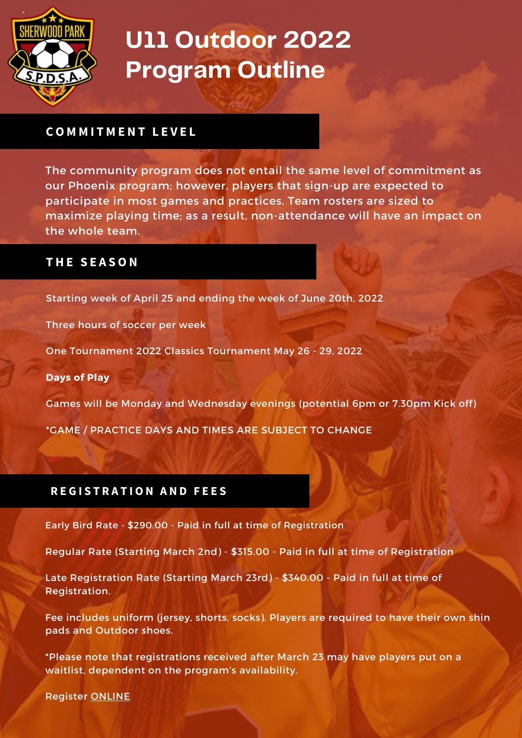# U11 Outdoor 2022 Program Outline

## COMMITMENT LEVEL

The community program does not entail the same level of commitment as our Phoenix program; however, players that sign-up are expected to participate in most games and practices. Team rosters are sized to maximize playing time; as a result, non-attendance will have an impact on the whole team.

## THE SEASON

Starting week of April 25 and ending the week of June 20th, 2022

Three hours of soccer per week

One Tournament 2022 Classics Tournament May 26 - 29, 2022

**Days of Play**

Games will be Monday and Wednesday evenings (potential 6pm or 7.30pm Kick off)

*GAME / PRACTICE DAYS AND TIMES ARE SUBJECT TO CHANGE

## REGISTRATION AND FEES

Early Bird Rate - $290.00 - Paid in full at time of Registration

Regular Rate (Starting March 2nd) - $315.00 - Paid in full at time of Registration

Late Registration Rate (Starting March 23rd) - $340.00 - Paid in full at time of Registration.

Fee includes uniform (jersey, shorts, socks). Players are required to have their own shin pads and Outdoor shoes.

*Please note that registrations received after March 23 may have players put on a waitlist, dependent on the program's availability.

Register ONLINE